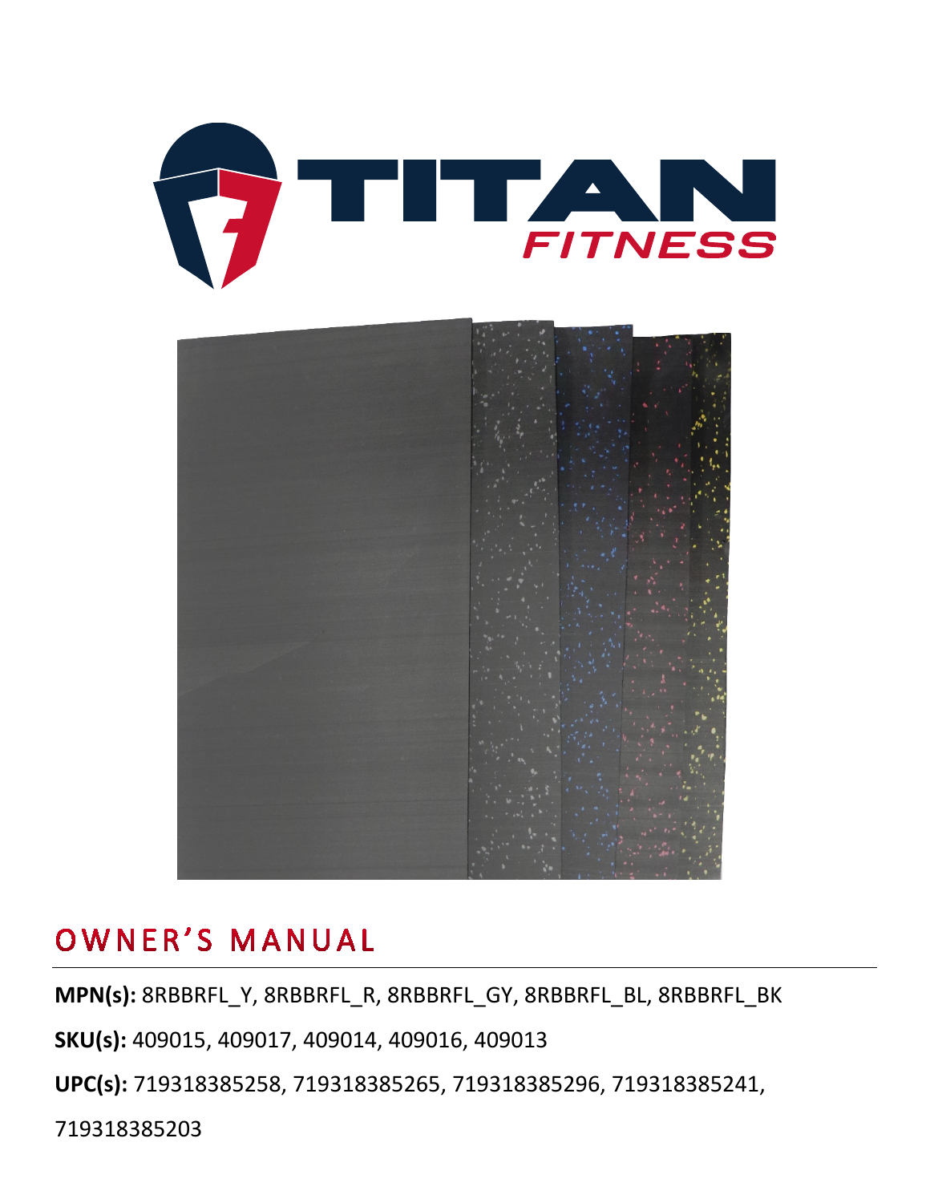# OWNER'S MANUAL

**MPN(s):** 8RBBRFL_Y, 8RBBRFL_R, 8RBBRFL_GY, 8RBBRFL_BL, 8RBBRFL_BK

**SKU(s):** 409015, 409017, 409014, 409016, 409013

**UPC(s):** 719318385258, 719318385265, 719318385296, 719318385241, 719318385203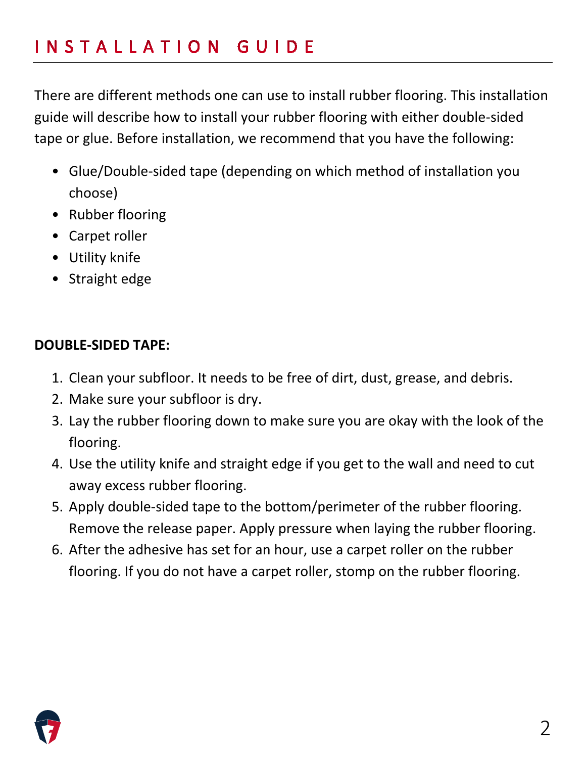# INSTALLATION GUIDE

There are different methods one can use to install rubber flooring. This installation guide will describe how to install your rubber flooring with either double-sided tape or glue. Before installation, we recommend that you have the following:

- Glue/Double-sided tape (depending on which method of installation you choose)
- Rubber flooring
- Carpet roller
- Utility knife
- Straight edge

**DOUBLE-SIDED TAPE:**

1. Clean your subfloor. It needs to be free of dirt, dust, grease, and debris.
2. Make sure your subfloor is dry.
3. Lay the rubber flooring down to make sure you are okay with the look of the flooring.
4. Use the utility knife and straight edge if you get to the wall and need to cut away excess rubber flooring.
5. Apply double-sided tape to the bottom/perimeter of the rubber flooring. Remove the release paper. Apply pressure when laying the rubber flooring.
6. After the adhesive has set for an hour, use a carpet roller on the rubber flooring. If you do not have a carpet roller, stomp on the rubber flooring.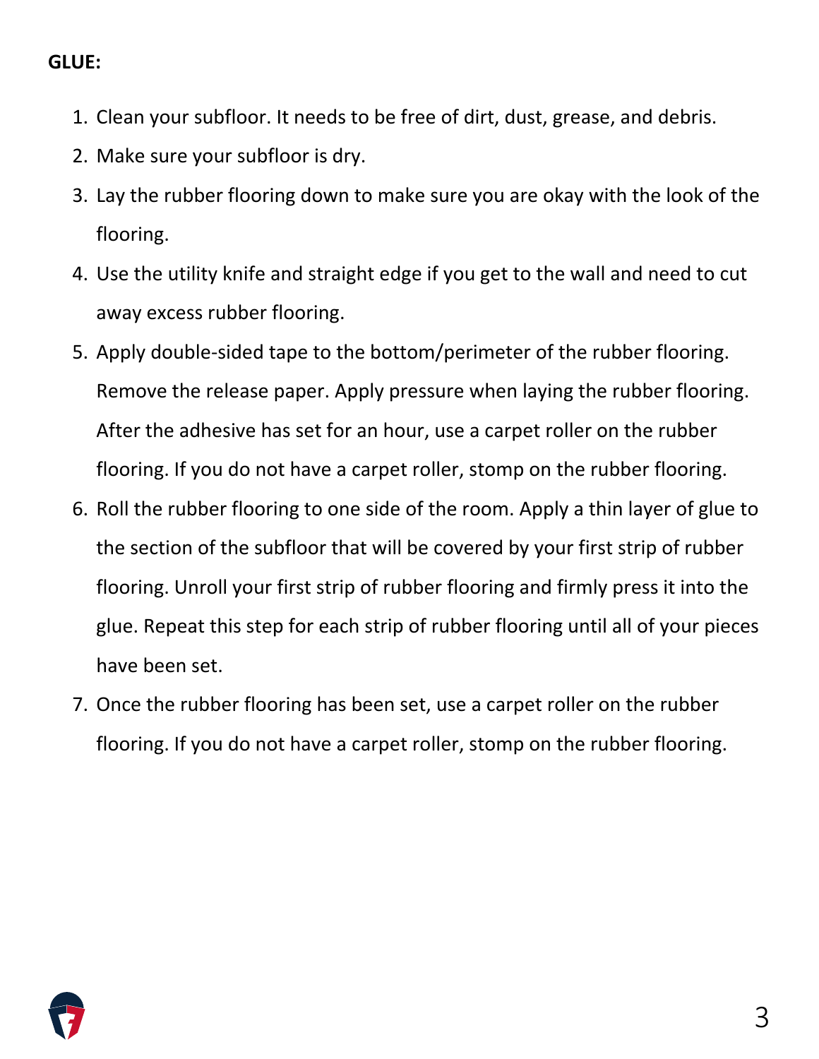**GLUE:**

1. Clean your subfloor. It needs to be free of dirt, dust, grease, and debris.
2. Make sure your subfloor is dry.
3. Lay the rubber flooring down to make sure you are okay with the look of the flooring.
4. Use the utility knife and straight edge if you get to the wall and need to cut away excess rubber flooring.
5. Apply double-sided tape to the bottom/perimeter of the rubber flooring. Remove the release paper. Apply pressure when laying the rubber flooring. After the adhesive has set for an hour, use a carpet roller on the rubber flooring. If you do not have a carpet roller, stomp on the rubber flooring.
6. Roll the rubber flooring to one side of the room. Apply a thin layer of glue to the section of the subfloor that will be covered by your first strip of rubber flooring. Unroll your first strip of rubber flooring and firmly press it into the glue. Repeat this step for each strip of rubber flooring until all of your pieces have been set.
7. Once the rubber flooring has been set, use a carpet roller on the rubber flooring. If you do not have a carpet roller, stomp on the rubber flooring.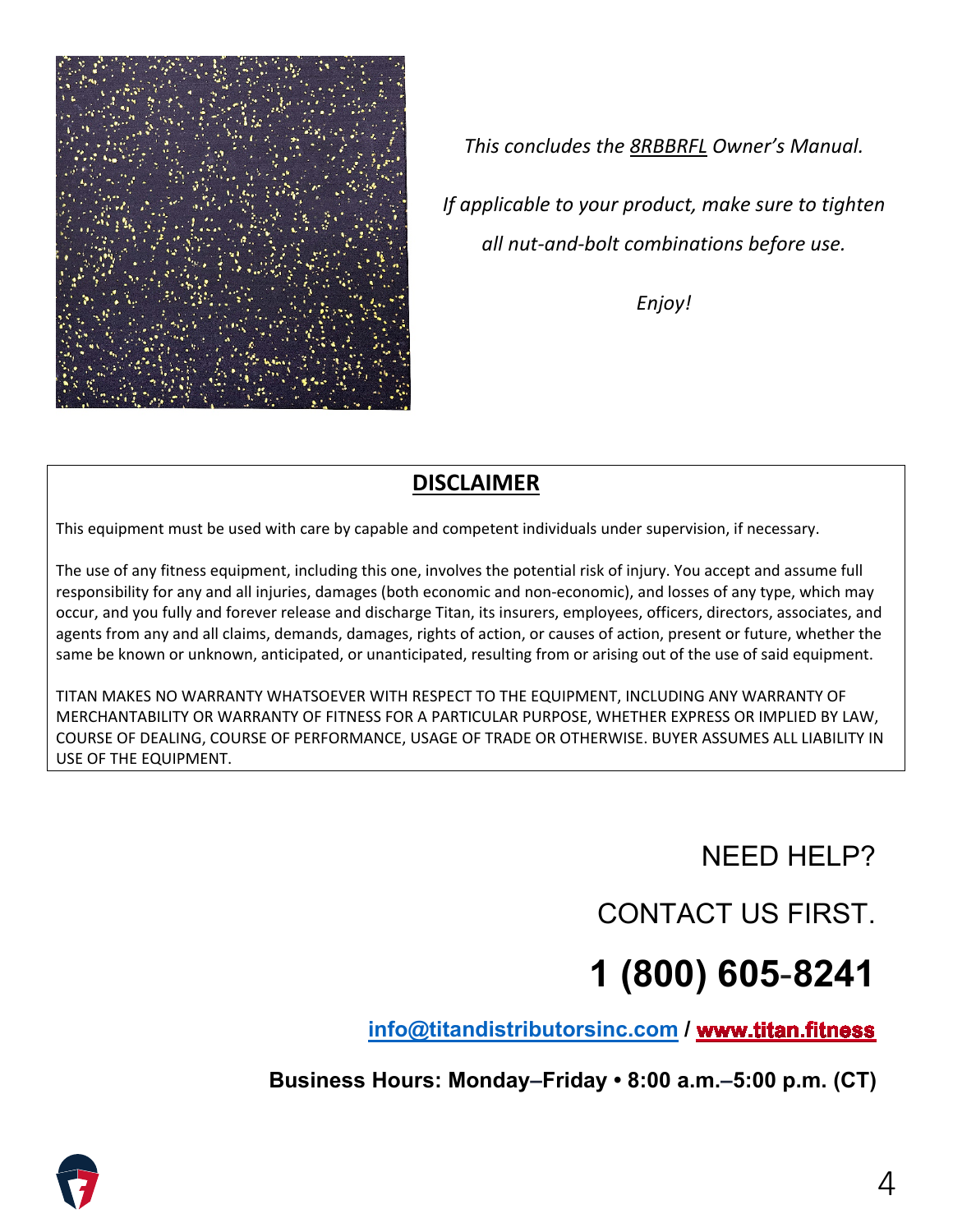*This concludes the 8RBBRFL Owner's Manual.*

*If applicable to your product, make sure to tighten all nut-and-bolt combinations before use.*

*Enjoy!*

## DISCLAIMER

This equipment must be used with care by capable and competent individuals under supervision, if necessary.

The use of any fitness equipment, including this one, involves the potential risk of injury. You accept and assume full responsibility for any and all injuries, damages (both economic and non-economic), and losses of any type, which may occur, and you fully and forever release and discharge Titan, its insurers, employees, officers, directors, associates, and agents from any and all claims, demands, damages, rights of action, or causes of action, present or future, whether the same be known or unknown, anticipated, or unanticipated, resulting from or arising out of the use of said equipment.

TITAN MAKES NO WARRANTY WHATSOEVER WITH RESPECT TO THE EQUIPMENT, INCLUDING ANY WARRANTY OF MERCHANTABILITY OR WARRANTY OF FITNESS FOR A PARTICULAR PURPOSE, WHETHER EXPRESS OR IMPLIED BY LAW, COURSE OF DEALING, COURSE OF PERFORMANCE, USAGE OF TRADE OR OTHERWISE. BUYER ASSUMES ALL LIABILITY IN USE OF THE EQUIPMENT.

NEED HELP?

CONTACT US FIRST.

**1 (800) 605-8241**

**info@titandistributorsinc.com / www.titan.fitness**

**Business Hours: Monday–Friday • 8:00 a.m.–5:00 p.m. (CT)**